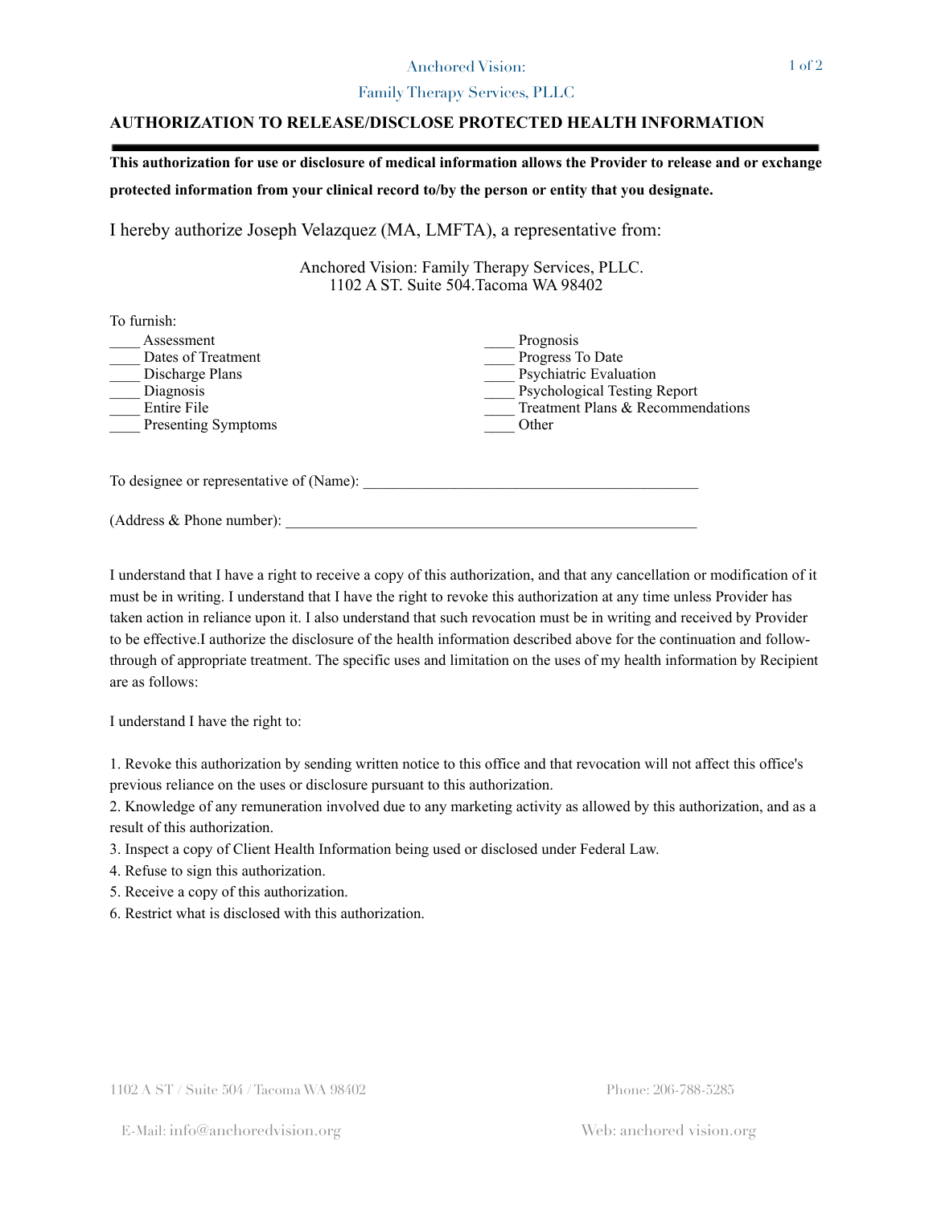Anchored Vision:

Family Therapy Services, PLLC

## AUTHORIZATION TO RELEASE/DISCLOSE PROTECTED HEALTH INFORMATION

**This authorization for use or disclosure of medical information allows the Provider to release and or exchange protected information from your clinical record to/by the person or entity that you designate.**

I hereby authorize Joseph Velazquez (MA, LMFTA), a representative from:

Anchored Vision: Family Therapy Services, PLLC.
1102 A ST. Suite 504.Tacoma WA 98402

To furnish:

____ Assessment
____ Dates of Treatment
____ Discharge Plans
____ Diagnosis
____ Entire File
____ Presenting Symptoms
____ Prognosis
____ Progress To Date
____ Psychiatric Evaluation
____ Psychological Testing Report
____ Treatment Plans & Recommendations
____ Other

To designee or representative of (Name): _____________________________________________

(Address & Phone number): _______________________________________________________

I understand that I have a right to receive a copy of this authorization, and that any cancellation or modification of it must be in writing. I understand that I have the right to revoke this authorization at any time unless Provider has taken action in reliance upon it. I also understand that such revocation must be in writing and received by Provider to be effective.I authorize the disclosure of the health information described above for the continuation and follow-through of appropriate treatment. The specific uses and limitation on the uses of my health information by Recipient are as follows:

I understand I have the right to:

1. Revoke this authorization by sending written notice to this office and that revocation will not affect this office's previous reliance on the uses or disclosure pursuant to this authorization.
2. Knowledge of any remuneration involved due to any marketing activity as allowed by this authorization, and as a result of this authorization.
3. Inspect a copy of Client Health Information being used or disclosed under Federal Law.
4. Refuse to sign this authorization.
5. Receive a copy of this authorization.
6. Restrict what is disclosed with this authorization.

1102 A ST / Suite 504 / Tacoma WA 98402
Phone: 206-788-5285
E-Mail: info@anchoredvision.org
Web: anchored vision.org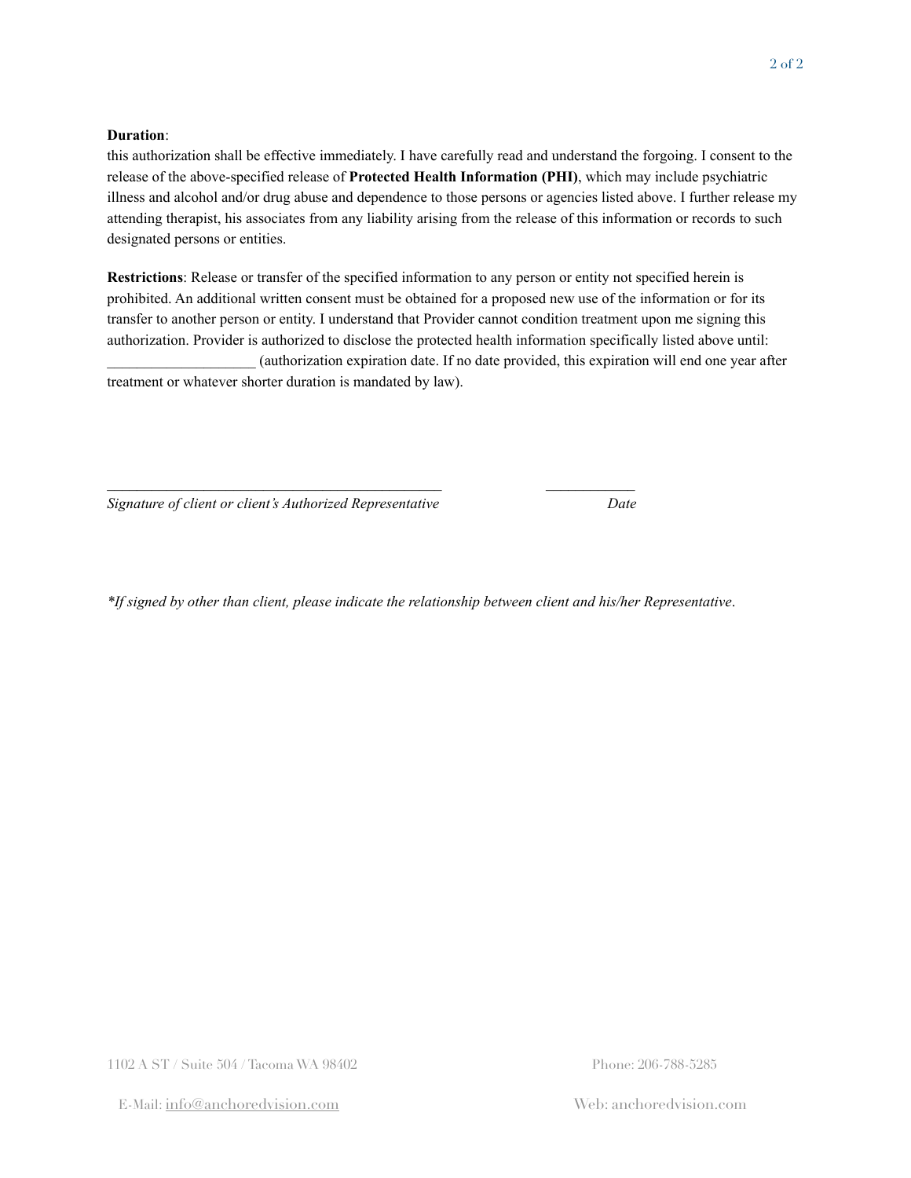**Duration**:
this authorization shall be effective immediately. I have carefully read and understand the forgoing. I consent to the release of the above-specified release of **Protected Health Information (PHI)**, which may include psychiatric illness and alcohol and/or drug abuse and dependence to those persons or agencies listed above. I further release my attending therapist, his associates from any liability arising from the release of this information or records to such designated persons or entities.

**Restrictions**: Release or transfer of the specified information to any person or entity not specified herein is prohibited. An additional written consent must be obtained for a proposed new use of the information or for its transfer to another person or entity. I understand that Provider cannot condition treatment upon me signing this authorization. Provider is authorized to disclose the protected health information specifically listed above until: ____________________ (authorization expiration date. If no date provided, this expiration will end one year after treatment or whatever shorter duration is mandated by law).

_______________________________________________ ____________

*Signature of client or client's Authorized Representative* *Date*

*\*If signed by other than client, please indicate the relationship between client and his/her Representative*.

1102 A ST / Suite 504 / Tacoma WA 98402 Phone: 206-788-5285

E-Mail: info@anchoredvision.com Web: anchoredvision.com